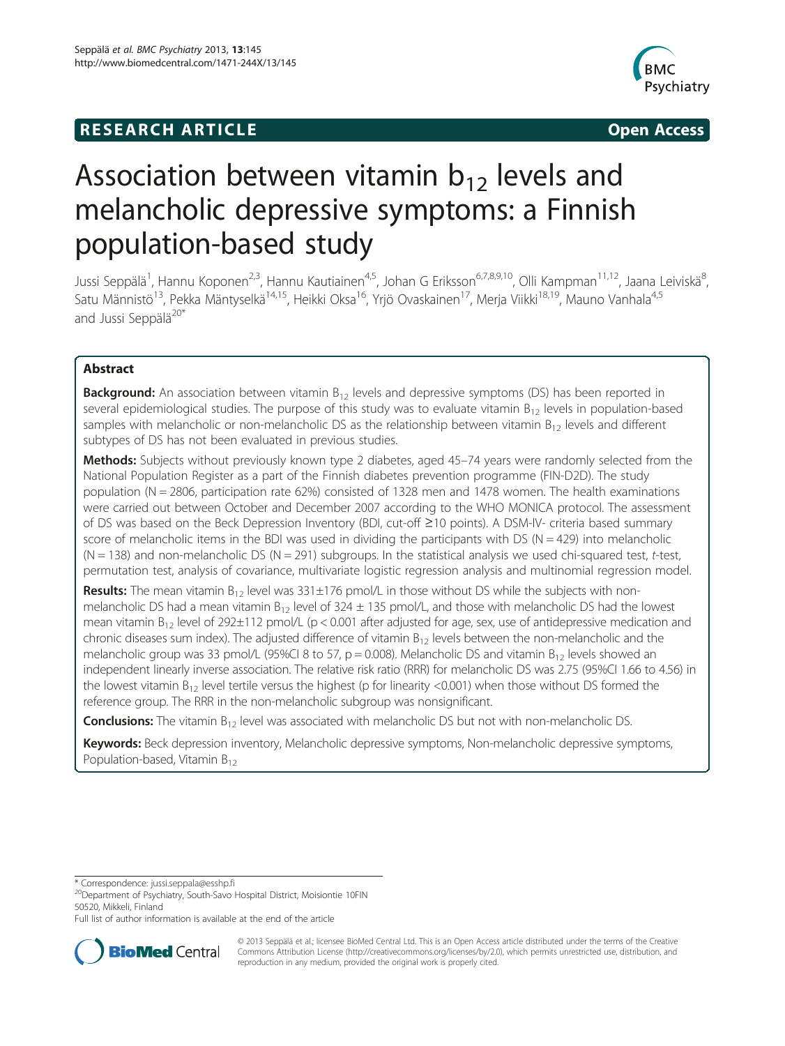**RESEARCH ARTICLE** **Open Access**

# Association between vitamin $b_{12}$ levels and melancholic depressive symptoms: a Finnish population-based study

Jussi Seppälä[1], Hannu Koponen[2,3], Hannu Kautiainen[4,5], Johan G Eriksson[6,7,8,9,10], Olli Kampman[11,12], Jaana Leiviskä[8], Satu Männistö[13], Pekka Mäntyselkä[14,15], Heikki Oksa[16], Yrjö Ovaskainen[17], Merja Viikki[18,19], Mauno Vanhala[4,5] and Jussi Seppälä[20*]

## Abstract

**Background:** An association between vitamin $B_{12}$ levels and depressive symptoms (DS) has been reported in several epidemiological studies. The purpose of this study was to evaluate vitamin $B_{12}$ levels in population-based samples with melancholic or non-melancholic DS as the relationship between vitamin $B_{12}$ levels and different subtypes of DS has not been evaluated in previous studies.

**Methods:** Subjects without previously known type 2 diabetes, aged 45–74 years were randomly selected from the National Population Register as a part of the Finnish diabetes prevention programme (FIN-D2D). The study population (N = 2806, participation rate 62%) consisted of 1328 men and 1478 women. The health examinations were carried out between October and December 2007 according to the WHO MONICA protocol. The assessment of DS was based on the Beck Depression Inventory (BDI, cut-off ≥10 points). A DSM-IV- criteria based summary score of melancholic items in the BDI was used in dividing the participants with DS (N = 429) into melancholic (N = 138) and non-melancholic DS (N = 291) subgroups. In the statistical analysis we used chi-squared test, *t*-test, permutation test, analysis of covariance, multivariate logistic regression analysis and multinomial regression model.

**Results:** The mean vitamin $B_{12}$ level was 331±176 pmol/L in those without DS while the subjects with non-melancholic DS had a mean vitamin $B_{12}$ level of 324 ± 135 pmol/L, and those with melancholic DS had the lowest mean vitamin $B_{12}$ level of 292±112 pmol/L ($p < 0.001$ after adjusted for age, sex, use of antidepressive medication and chronic diseases sum index). The adjusted difference of vitamin $B_{12}$ levels between the non-melancholic and the melancholic group was 33 pmol/L (95%CI 8 to 57, $p = 0.008$). Melancholic DS and vitamin $B_{12}$ levels showed an independent linearly inverse association. The relative risk ratio (RRR) for melancholic DS was 2.75 (95%CI 1.66 to 4.56) in the lowest vitamin $B_{12}$ level tertile versus the highest (p for linearity <0.001) when those without DS formed the reference group. The RRR in the non-melancholic subgroup was nonsignificant.

**Conclusions:** The vitamin $B_{12}$ level was associated with melancholic DS but not with non-melancholic DS.

**Keywords:** Beck depression inventory, Melancholic depressive symptoms, Non-melancholic depressive symptoms, Population-based, Vitamin $B_{12}$

\* Correspondence: jussi.seppala@esshp.fi
[20]Department of Psychiatry, South-Savo Hospital District, Moisiontie 10FIN 50520, Mikkeli, Finland
Full list of author information is available at the end of the article

© 2013 Seppälä et al.; licensee BioMed Central Ltd. This is an Open Access article distributed under the terms of the Creative Commons Attribution License (http://creativecommons.org/licenses/by/2.0), which permits unrestricted use, distribution, and reproduction in any medium, provided the original work is properly cited.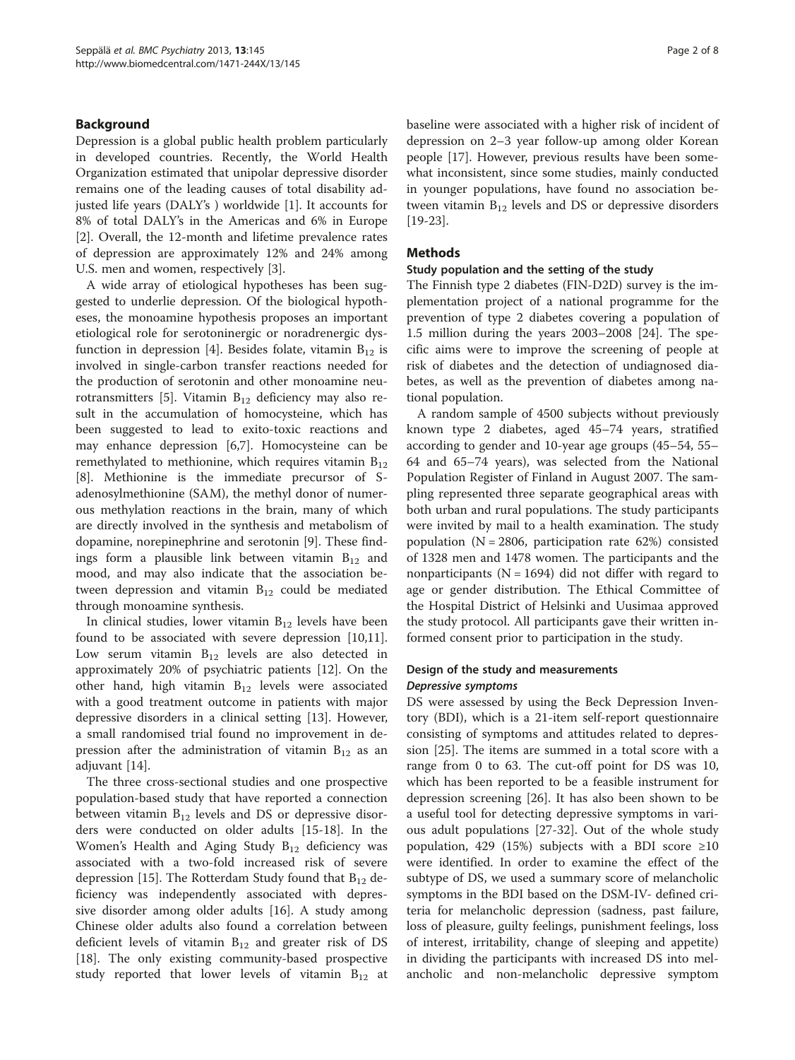## Background

Depression is a global public health problem particularly in developed countries. Recently, the World Health Organization estimated that unipolar depressive disorder remains one of the leading causes of total disability adjusted life years (DALY's ) worldwide [1]. It accounts for 8% of total DALY's in the Americas and 6% in Europe [2]. Overall, the 12-month and lifetime prevalence rates of depression are approximately 12% and 24% among U.S. men and women, respectively [3].

A wide array of etiological hypotheses has been suggested to underlie depression. Of the biological hypotheses, the monoamine hypothesis proposes an important etiological role for serotoninergic or noradrenergic dysfunction in depression [4]. Besides folate, vitamin $B_{12}$ is involved in single-carbon transfer reactions needed for the production of serotonin and other monoamine neurotransmitters [5]. Vitamin $B_{12}$ deficiency may also result in the accumulation of homocysteine, which has been suggested to lead to exito-toxic reactions and may enhance depression [6,7]. Homocysteine can be remethylated to methionine, which requires vitamin $B_{12}$ [8]. Methionine is the immediate precursor of S-adenosylmethionine (SAM), the methyl donor of numerous methylation reactions in the brain, many of which are directly involved in the synthesis and metabolism of dopamine, norepinephrine and serotonin [9]. These findings form a plausible link between vitamin $B_{12}$ and mood, and may also indicate that the association between depression and vitamin $B_{12}$ could be mediated through monoamine synthesis.

In clinical studies, lower vitamin $B_{12}$ levels have been found to be associated with severe depression [10,11]. Low serum vitamin $B_{12}$ levels are also detected in approximately 20% of psychiatric patients [12]. On the other hand, high vitamin $B_{12}$ levels were associated with a good treatment outcome in patients with major depressive disorders in a clinical setting [13]. However, a small randomised trial found no improvement in depression after the administration of vitamin $B_{12}$ as an adjuvant [14].

The three cross-sectional studies and one prospective population-based study that have reported a connection between vitamin $B_{12}$ levels and DS or depressive disorders were conducted on older adults [15-18]. In the Women's Health and Aging Study $B_{12}$ deficiency was associated with a two-fold increased risk of severe depression [15]. The Rotterdam Study found that $B_{12}$ deficiency was independently associated with depressive disorder among older adults [16]. A study among Chinese older adults also found a correlation between deficient levels of vitamin $B_{12}$ and greater risk of DS [18]. The only existing community-based prospective study reported that lower levels of vitamin $B_{12}$ at baseline were associated with a higher risk of incident of depression on 2–3 year follow-up among older Korean people [17]. However, previous results have been somewhat inconsistent, since some studies, mainly conducted in younger populations, have found no association between vitamin $B_{12}$ levels and DS or depressive disorders [19-23].

## Methods

### Study population and the setting of the study

The Finnish type 2 diabetes (FIN-D2D) survey is the implementation project of a national programme for the prevention of type 2 diabetes covering a population of 1.5 million during the years 2003–2008 [24]. The specific aims were to improve the screening of people at risk of diabetes and the detection of undiagnosed diabetes, as well as the prevention of diabetes among national population.

A random sample of 4500 subjects without previously known type 2 diabetes, aged 45–74 years, stratified according to gender and 10-year age groups (45–54, 55–64 and 65–74 years), was selected from the National Population Register of Finland in August 2007. The sampling represented three separate geographical areas with both urban and rural populations. The study participants were invited by mail to a health examination. The study population (N = 2806, participation rate 62%) consisted of 1328 men and 1478 women. The participants and the nonparticipants (N = 1694) did not differ with regard to age or gender distribution. The Ethical Committee of the Hospital District of Helsinki and Uusimaa approved the study protocol. All participants gave their written informed consent prior to participation in the study.

### Design of the study and measurements

#### *Depressive symptoms*

DS were assessed by using the Beck Depression Inventory (BDI), which is a 21-item self-report questionnaire consisting of symptoms and attitudes related to depression [25]. The items are summed in a total score with a range from 0 to 63. The cut-off point for DS was 10, which has been reported to be a feasible instrument for depression screening [26]. It has also been shown to be a useful tool for detecting depressive symptoms in various adult populations [27-32]. Out of the whole study population, 429 (15%) subjects with a BDI score ≥10 were identified. In order to examine the effect of the subtype of DS, we used a summary score of melancholic symptoms in the BDI based on the DSM-IV- defined criteria for melancholic depression (sadness, past failure, loss of pleasure, guilty feelings, punishment feelings, loss of interest, irritability, change of sleeping and appetite) in dividing the participants with increased DS into melancholic and non-melancholic depressive symptom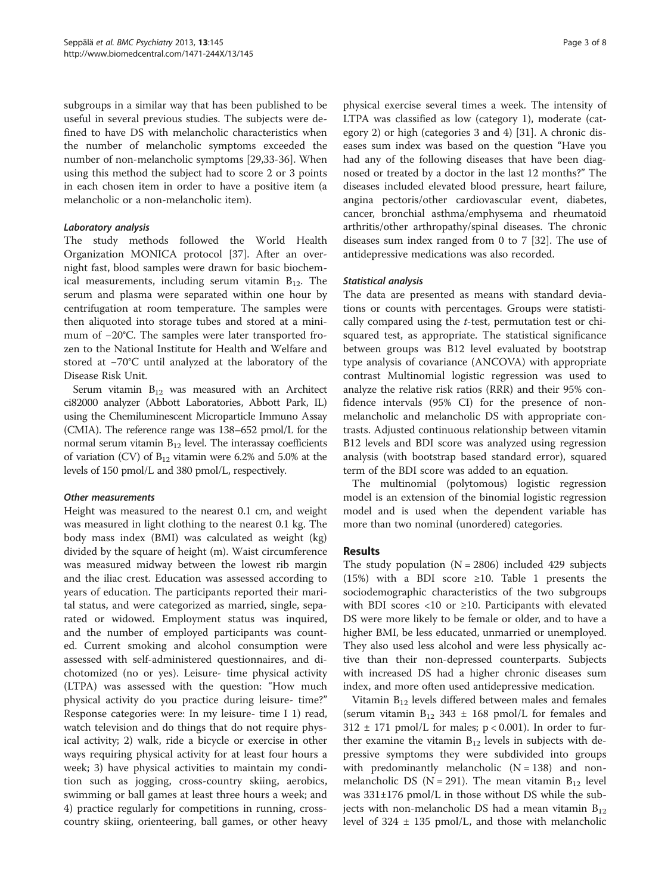subgroups in a similar way that has been published to be useful in several previous studies. The subjects were defined to have DS with melancholic characteristics when the number of melancholic symptoms exceeded the number of non-melancholic symptoms [29,33-36]. When using this method the subject had to score 2 or 3 points in each chosen item in order to have a positive item (a melancholic or a non-melancholic item).

#### Laboratory analysis

The study methods followed the World Health Organization MONICA protocol [37]. After an overnight fast, blood samples were drawn for basic biochemical measurements, including serum vitamin $B_{12}$. The serum and plasma were separated within one hour by centrifugation at room temperature. The samples were then aliquoted into storage tubes and stored at a minimum of −20°C. The samples were later transported frozen to the National Institute for Health and Welfare and stored at −70°C until analyzed at the laboratory of the Disease Risk Unit.

Serum vitamin $B_{12}$ was measured with an Architect ci82000 analyzer (Abbott Laboratories, Abbott Park, IL) using the Chemiluminescent Microparticle Immuno Assay (CMIA). The reference range was 138–652 pmol/L for the normal serum vitamin $B_{12}$ level. The interassay coefficients of variation (CV) of $B_{12}$ vitamin were 6.2% and 5.0% at the levels of 150 pmol/L and 380 pmol/L, respectively.

#### Other measurements

Height was measured to the nearest 0.1 cm, and weight was measured in light clothing to the nearest 0.1 kg. The body mass index (BMI) was calculated as weight (kg) divided by the square of height (m). Waist circumference was measured midway between the lowest rib margin and the iliac crest. Education was assessed according to years of education. The participants reported their marital status, and were categorized as married, single, separated or widowed. Employment status was inquired, and the number of employed participants was counted. Current smoking and alcohol consumption were assessed with self-administered questionnaires, and dichotomized (no or yes). Leisure- time physical activity (LTPA) was assessed with the question: "How much physical activity do you practice during leisure- time?" Response categories were: In my leisure- time I 1) read, watch television and do things that do not require physical activity; 2) walk, ride a bicycle or exercise in other ways requiring physical activity for at least four hours a week; 3) have physical activities to maintain my condition such as jogging, cross-country skiing, aerobics, swimming or ball games at least three hours a week; and 4) practice regularly for competitions in running, cross-country skiing, orienteering, ball games, or other heavy physical exercise several times a week. The intensity of LTPA was classified as low (category 1), moderate (category 2) or high (categories 3 and 4) [31]. A chronic diseases sum index was based on the question "Have you had any of the following diseases that have been diagnosed or treated by a doctor in the last 12 months?" The diseases included elevated blood pressure, heart failure, angina pectoris/other cardiovascular event, diabetes, cancer, bronchial asthma/emphysema and rheumatoid arthritis/other arthropathy/spinal diseases. The chronic diseases sum index ranged from 0 to 7 [32]. The use of antidepressive medications was also recorded.

#### Statistical analysis

The data are presented as means with standard deviations or counts with percentages. Groups were statistically compared using the *t*-test, permutation test or chi-squared test, as appropriate. The statistical significance between groups was B12 level evaluated by bootstrap type analysis of covariance (ANCOVA) with appropriate contrast Multinomial logistic regression was used to analyze the relative risk ratios (RRR) and their 95% confidence intervals (95% CI) for the presence of non-melancholic and melancholic DS with appropriate contrasts. Adjusted continuous relationship between vitamin B12 levels and BDI score was analyzed using regression analysis (with bootstrap based standard error), squared term of the BDI score was added to an equation.

The multinomial (polytomous) logistic regression model is an extension of the binomial logistic regression model and is used when the dependent variable has more than two nominal (unordered) categories.

## Results

The study population ($N = 2806$) included 429 subjects (15%) with a BDI score ≥10. Table 1 presents the sociodemographic characteristics of the two subgroups with BDI scores <10 or ≥10. Participants with elevated DS were more likely to be female or older, and to have a higher BMI, be less educated, unmarried or unemployed. They also used less alcohol and were less physically active than their non-depressed counterparts. Subjects with increased DS had a higher chronic diseases sum index, and more often used antidepressive medication.

Vitamin $B_{12}$ levels differed between males and females (serum vitamin $B_{12}$ 343 ± 168 pmol/L for females and 312 ± 171 pmol/L for males; $p < 0.001$). In order to further examine the vitamin $B_{12}$ levels in subjects with depressive symptoms they were subdivided into groups with predominantly melancholic ($N = 138$) and non-melancholic DS ($N = 291$). The mean vitamin $B_{12}$ level was 331±176 pmol/L in those without DS while the subjects with non-melancholic DS had a mean vitamin $B_{12}$ level of 324 ± 135 pmol/L, and those with melancholic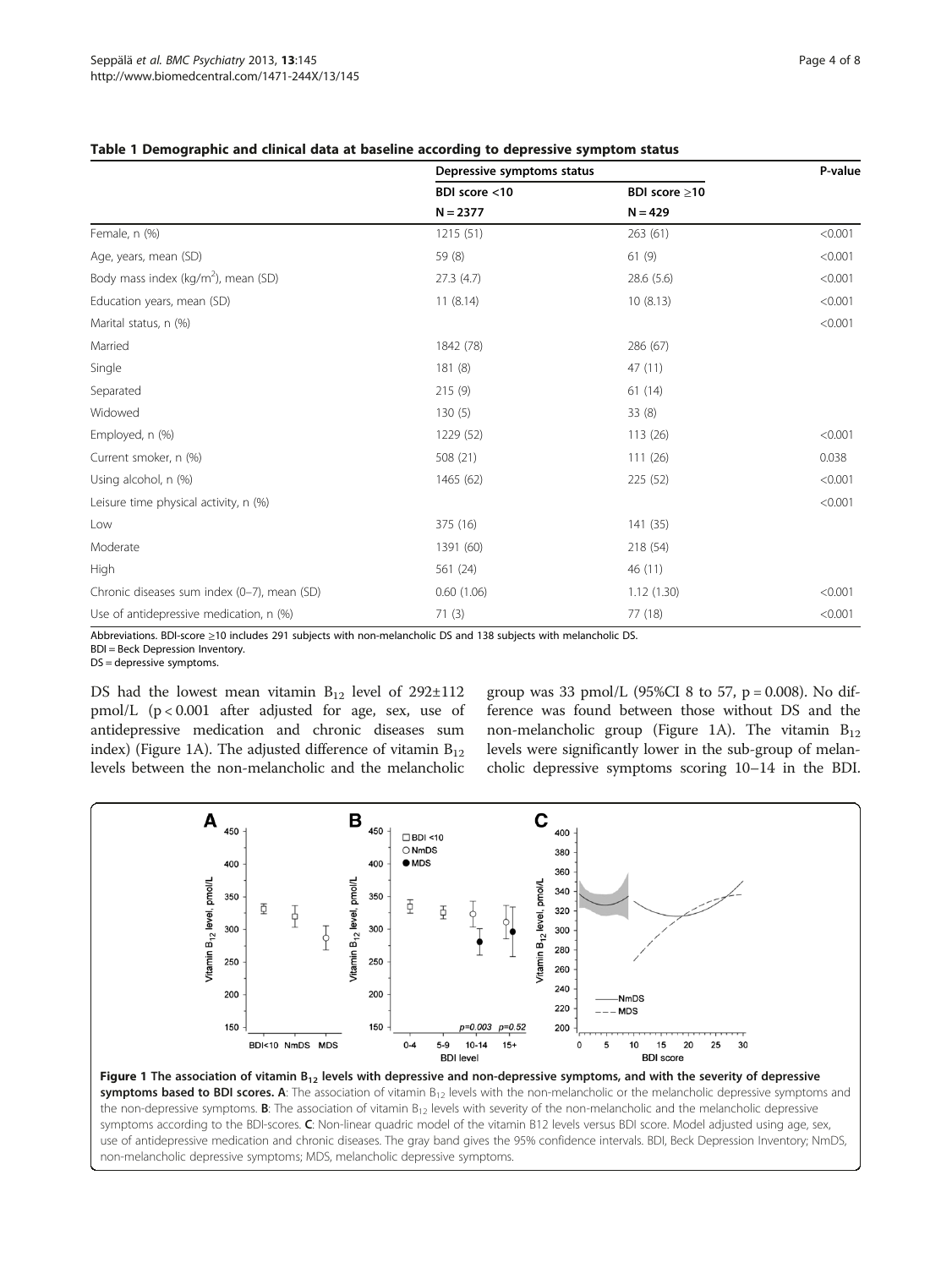**Table 1 Demographic and clinical data at baseline according to depressive symptom status**

| | Depressive symptoms status | | P-value |
|---|---|---|---|
| | BDI score <10 | BDI score ≥10 | |
| | N = 2377 | N = 429 | |
| Female, n (%) | 1215 (51) | 263 (61) | <0.001 |
| Age, years, mean (SD) | 59 (8) | 61 (9) | <0.001 |
| Body mass index (kg/m$^2$), mean (SD) | 27.3 (4.7) | 28.6 (5.6) | <0.001 |
| Education years, mean (SD) | 11 (8.14) | 10 (8.13) | <0.001 |
| Marital status, n (%) | | | <0.001 |
| Married | 1842 (78) | 286 (67) | |
| Single | 181 (8) | 47 (11) | |
| Separated | 215 (9) | 61 (14) | |
| Widowed | 130 (5) | 33 (8) | |
| Employed, n (%) | 1229 (52) | 113 (26) | <0.001 |
| Current smoker, n (%) | 508 (21) | 111 (26) | 0.038 |
| Using alcohol, n (%) | 1465 (62) | 225 (52) | <0.001 |
| Leisure time physical activity, n (%) | | | <0.001 |
| Low | 375 (16) | 141 (35) | |
| Moderate | 1391 (60) | 218 (54) | |
| High | 561 (24) | 46 (11) | |
| Chronic diseases sum index (0–7), mean (SD) | 0.60 (1.06) | 1.12 (1.30) | <0.001 |
| Use of antidepressive medication, n (%) | 71 (3) | 77 (18) | <0.001 |

Abbreviations. BDI-score ≥10 includes 291 subjects with non-melancholic DS and 138 subjects with melancholic DS.
BDI = Beck Depression Inventory.
DS = depressive symptoms.

DS had the lowest mean vitamin $B_{12}$ level of 292±112 pmol/L ($p < 0.001$ after adjusted for age, sex, use of antidepressive medication and chronic diseases sum index) (Figure 1A). The adjusted difference of vitamin $B_{12}$ levels between the non-melancholic and the melancholic group was 33 pmol/L (95%CI 8 to 57, $p = 0.008$). No difference was found between those without DS and the non-melancholic group (Figure 1A). The vitamin $B_{12}$ levels were significantly lower in the sub-group of melancholic depressive symptoms scoring 10–14 in the BDI.

**Figure 1 The association of vitamin $B_{12}$ levels with depressive and non-depressive symptoms, and with the severity of depressive symptoms based to BDI scores. A**: The association of vitamin $B_{12}$ levels with the non-melancholic or the melancholic depressive symptoms and the non-depressive symptoms. **B**: The association of vitamin $B_{12}$ levels with severity of the non-melancholic and the melancholic depressive symptoms according to the BDI-scores. **C**: Non-linear quadric model of the vitamin B12 levels versus BDI score. Model adjusted using age, sex, use of antidepressive medication and chronic diseases. The gray band gives the 95% confidence intervals. BDI, Beck Depression Inventory; NmDS, non-melancholic depressive symptoms; MDS, melancholic depressive symptoms.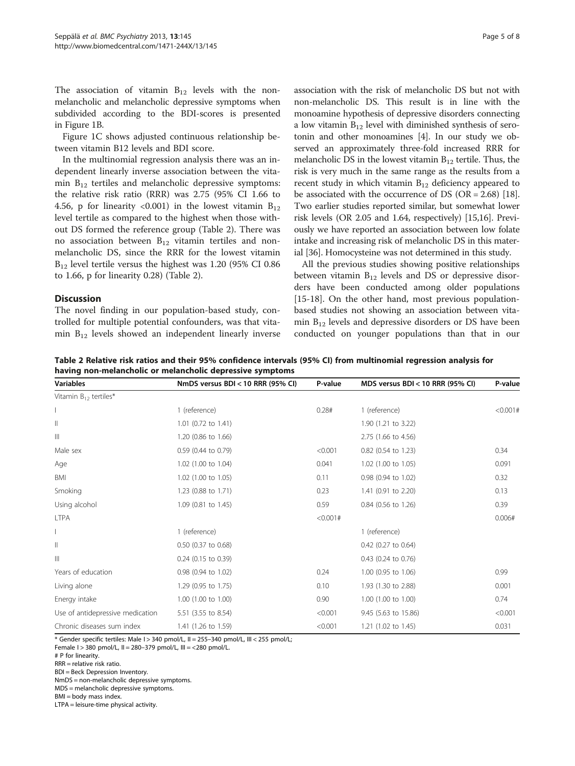The association of vitamin $B_{12}$ levels with the non-melancholic and melancholic depressive symptoms when subdivided according to the BDI-scores is presented in Figure 1B.

Figure 1C shows adjusted continuous relationship between vitamin B12 levels and BDI score.

In the multinomial regression analysis there was an independent linearly inverse association between the vitamin $B_{12}$ tertiles and melancholic depressive symptoms: the relative risk ratio (RRR) was 2.75 (95% CI 1.66 to 4.56, p for linearity <0.001) in the lowest vitamin $B_{12}$ level tertile as compared to the highest when those without DS formed the reference group (Table 2). There was no association between $B_{12}$ vitamin tertiles and non-melancholic DS, since the RRR for the lowest vitamin $B_{12}$ level tertile versus the highest was 1.20 (95% CI 0.86 to 1.66, p for linearity 0.28) (Table 2).

## Discussion

The novel finding in our population-based study, controlled for multiple potential confounders, was that vitamin $B_{12}$ levels showed an independent linearly inverse association with the risk of melancholic DS but not with non-melancholic DS. This result is in line with the monoamine hypothesis of depressive disorders connecting a low vitamin $B_{12}$ level with diminished synthesis of serotonin and other monoamines [4]. In our study we observed an approximately three-fold increased RRR for melancholic DS in the lowest vitamin $B_{12}$ tertile. Thus, the risk is very much in the same range as the results from a recent study in which vitamin $B_{12}$ deficiency appeared to be associated with the occurrence of DS (OR = 2.68) [18]. Two earlier studies reported similar, but somewhat lower risk levels (OR 2.05 and 1.64, respectively) [15,16]. Previously we have reported an association between low folate intake and increasing risk of melancholic DS in this material [36]. Homocysteine was not determined in this study.

All the previous studies showing positive relationships between vitamin $B_{12}$ levels and DS or depressive disorders have been conducted among older populations [15-18]. On the other hand, most previous population-based studies not showing an association between vitamin $B_{12}$ levels and depressive disorders or DS have been conducted on younger populations than that in our

**Table 2 Relative risk ratios and their 95% confidence intervals (95% CI) from multinomial regression analysis for having non-melancholic or melancholic depressive symptoms**

| Variables | NmDS versus BDI < 10 RRR (95% CI) | P-value | MDS versus BDI < 10 RRR (95% CI) | P-value |
|---|---|---|---|---|
| Vitamin $B_{12}$ tertiles* | | | | |
| I | 1 (reference) | 0.28# | 1 (reference) | <0.001# |
| II | 1.01 (0.72 to 1.41) | | 1.90 (1.21 to 3.22) | |
| III | 1.20 (0.86 to 1.66) | | 2.75 (1.66 to 4.56) | |
| Male sex | 0.59 (0.44 to 0.79) | <0.001 | 0.82 (0.54 to 1.23) | 0.34 |
| Age | 1.02 (1.00 to 1.04) | 0.041 | 1.02 (1.00 to 1.05) | 0.091 |
| BMI | 1.02 (1.00 to 1.05) | 0.11 | 0.98 (0.94 to 1.02) | 0.32 |
| Smoking | 1.23 (0.88 to 1.71) | 0.23 | 1.41 (0.91 to 2.20) | 0.13 |
| Using alcohol | 1.09 (0.81 to 1.45) | 0.59 | 0.84 (0.56 to 1.26) | 0.39 |
| LTPA | | <0.001# | | 0.006# |
| I | 1 (reference) | | 1 (reference) | |
| II | 0.50 (0.37 to 0.68) | | 0.42 (0.27 to 0.64) | |
| III | 0.24 (0.15 to 0.39) | | 0.43 (0.24 to 0.76) | |
| Years of education | 0.98 (0.94 to 1.02) | 0.24 | 1.00 (0.95 to 1.06) | 0.99 |
| Living alone | 1.29 (0.95 to 1.75) | 0.10 | 1.93 (1.30 to 2.88) | 0.001 |
| Energy intake | 1.00 (1.00 to 1.00) | 0.90 | 1.00 (1.00 to 1.00) | 0.74 |
| Use of antidepressive medication | 5.51 (3.55 to 8.54) | <0.001 | 9.45 (5.63 to 15.86) | <0.001 |
| Chronic diseases sum index | 1.41 (1.26 to 1.59) | <0.001 | 1.21 (1.02 to 1.45) | 0.031 |

\* Gender specific tertiles: Male I > 340 pmol/L, II = 255–340 pmol/L, III < 255 pmol/L;
Female I > 380 pmol/L, II = 280–379 pmol/L, III = <280 pmol/L.
# P for linearity.
RRR = relative risk ratio.
BDI = Beck Depression Inventory.
NmDS = non-melancholic depressive symptoms.
MDS = melancholic depressive symptoms.
BMI = body mass index.
LTPA = leisure-time physical activity.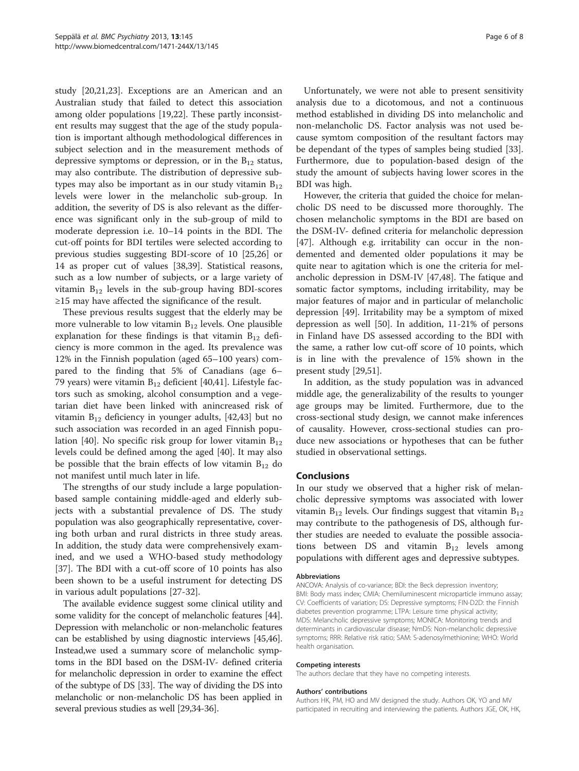study [20,21,23]. Exceptions are an American and an Australian study that failed to detect this association among older populations [19,22]. These partly inconsistent results may suggest that the age of the study population is important although methodological differences in subject selection and in the measurement methods of depressive symptoms or depression, or in the $B_{12}$ status, may also contribute. The distribution of depressive subtypes may also be important as in our study vitamin $B_{12}$ levels were lower in the melancholic sub-group. In addition, the severity of DS is also relevant as the difference was significant only in the sub-group of mild to moderate depression i.e. 10–14 points in the BDI. The cut-off points for BDI tertiles were selected according to previous studies suggesting BDI-score of 10 [25,26] or 14 as proper cut of values [38,39]. Statistical reasons, such as a low number of subjects, or a large variety of vitamin $B_{12}$ levels in the sub-group having BDI-scores ≥15 may have affected the significance of the result.

These previous results suggest that the elderly may be more vulnerable to low vitamin $B_{12}$ levels. One plausible explanation for these findings is that vitamin $B_{12}$ deficiency is more common in the aged. Its prevalence was 12% in the Finnish population (aged 65–100 years) compared to the finding that 5% of Canadians (age 6–79 years) were vitamin $B_{12}$ deficient [40,41]. Lifestyle factors such as smoking, alcohol consumption and a vegetarian diet have been linked with anincreased risk of vitamin $B_{12}$ deficiency in younger adults, [42,43] but no such association was recorded in an aged Finnish population [40]. No specific risk group for lower vitamin $B_{12}$ levels could be defined among the aged [40]. It may also be possible that the brain effects of low vitamin $B_{12}$ do not manifest until much later in life.

The strengths of our study include a large population-based sample containing middle-aged and elderly subjects with a substantial prevalence of DS. The study population was also geographically representative, covering both urban and rural districts in three study areas. In addition, the study data were comprehensively examined, and we used a WHO-based study methodology [37]. The BDI with a cut-off score of 10 points has also been shown to be a useful instrument for detecting DS in various adult populations [27-32].

The available evidence suggest some clinical utility and some validity for the concept of melancholic features [44]. Depression with melancholic or non-melancholic features can be established by using diagnostic interviews [45,46]. Instead,we used a summary score of melancholic symptoms in the BDI based on the DSM-IV- defined criteria for melancholic depression in order to examine the effect of the subtype of DS [33]. The way of dividing the DS into melancholic or non-melancholic DS has been applied in several previous studies as well [29,34-36].

Unfortunately, we were not able to present sensitivity analysis due to a dicotomous, and not a continuous method established in dividing DS into melancholic and non-melancholic DS. Factor analysis was not used because symtom composition of the resultant factors may be dependant of the types of samples being studied [33]. Furthermore, due to population-based design of the study the amount of subjects having lower scores in the BDI was high.

However, the criteria that guided the choice for melancholic DS need to be discussed more thoroughly. The chosen melancholic symptoms in the BDI are based on the DSM-IV- defined criteria for melancholic depression [47]. Although e.g. irritability can occur in the non-demented and demented older populations it may be quite near to agitation which is one the criteria for melancholic depression in DSM-IV [47,48]. The fatique and somatic factor symptoms, including irritability, may be major features of major and in particular of melancholic depression [49]. Irritability may be a symptom of mixed depression as well [50]. In addition, 11-21% of persons in Finland have DS assessed according to the BDI with the same, a rather low cut-off score of 10 points, which is in line with the prevalence of 15% shown in the present study [29,51].

In addition, as the study population was in advanced middle age, the generalizability of the results to younger age groups may be limited. Furthermore, due to the cross-sectional study design, we cannot make inferences of causality. However, cross-sectional studies can produce new associations or hypotheses that can be futher studied in observational settings.

## Conclusions

In our study we observed that a higher risk of melancholic depressive symptoms was associated with lower vitamin $B_{12}$ levels. Our findings suggest that vitamin $B_{12}$ may contribute to the pathogenesis of DS, although further studies are needed to evaluate the possible associations between DS and vitamin $B_{12}$ levels among populations with different ages and depressive subtypes.

#### Abbreviations

ANCOVA: Analysis of co-variance; BDI: the Beck depression inventory; BMI: Body mass index; CMIA: Chemiluminescent microparticle immuno assay; CV: Coefficients of variation; DS: Depressive symptoms; FIN-D2D: the Finnish diabetes prevention programme; LTPA: Leisure time physical activity; MDS: Melancholic depressive symptoms; MONICA: Monitoring trends and determinants in cardiovascular disease; NmDS: Non-melancholic depressive symptoms; RRR: Relative risk ratio; SAM: S-adenosylmethionine; WHO: World health organisation.

#### Competing interests

The authors declare that they have no competing interests.

#### Authors' contributions

Authors HK, PM, HO and MV designed the study. Authors OK, YO and MV participated in recruiting and interviewing the patients. Authors JGE, OK, HK,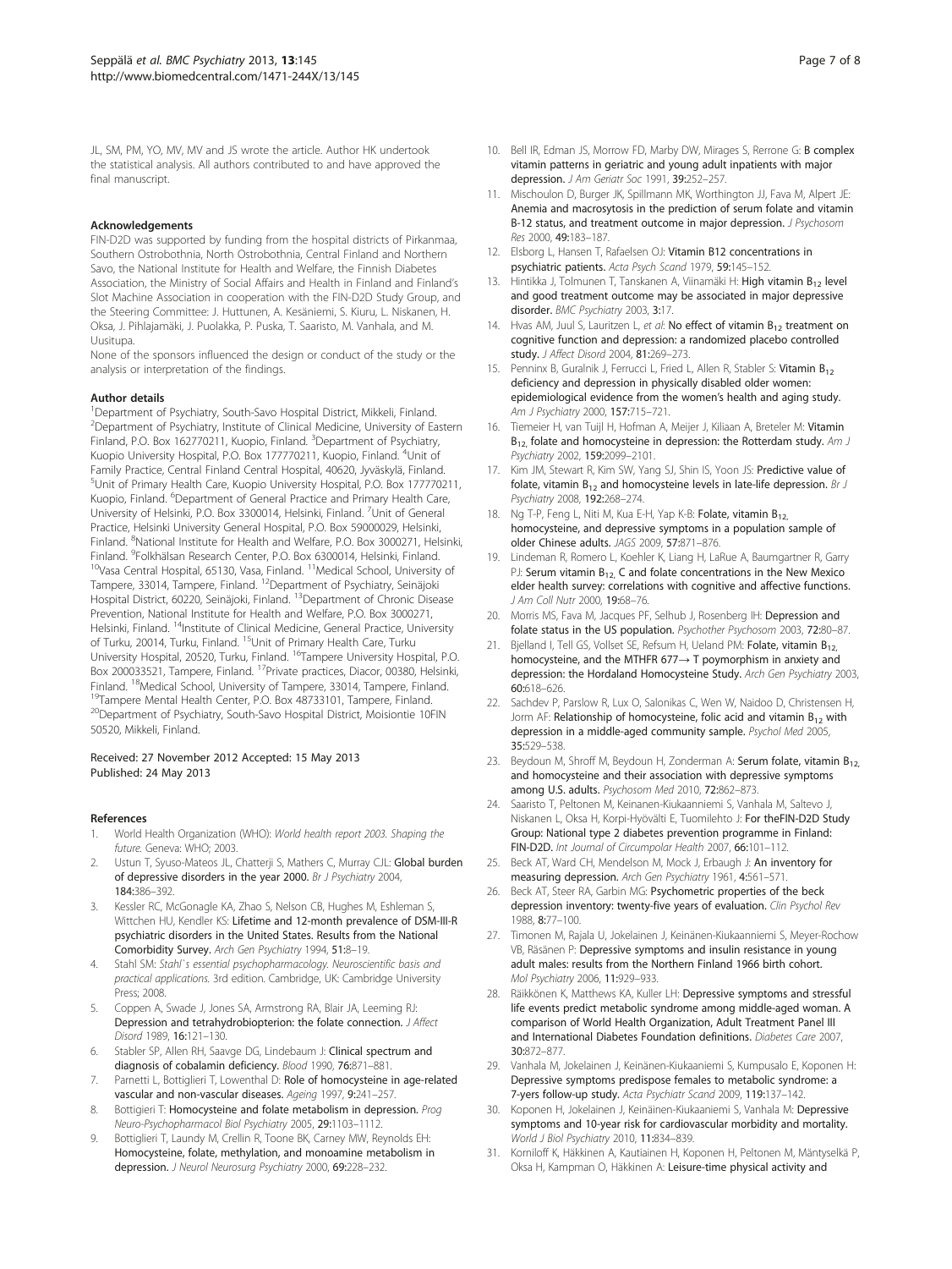JL, SM, PM, YO, MV, MV and JS wrote the article. Author HK undertook the statistical analysis. All authors contributed to and have approved the final manuscript.

#### Acknowledgements

FIN-D2D was supported by funding from the hospital districts of Pirkanmaa, Southern Ostrobothnia, North Ostrobothnia, Central Finland and Northern Savo, the National Institute for Health and Welfare, the Finnish Diabetes Association, the Ministry of Social Affairs and Health in Finland and Finland's Slot Machine Association in cooperation with the FIN-D2D Study Group, and the Steering Committee: J. Huttunen, A. Kesäniemi, S. Kiuru, L. Niskanen, H. Oksa, J. Pihlajamäki, J. Puolakka, P. Puska, T. Saaristo, M. Vanhala, and M. Uusitupa.

None of the sponsors influenced the design or conduct of the study or the analysis or interpretation of the findings.

#### Author details

[1]Department of Psychiatry, South-Savo Hospital District, Mikkeli, Finland. [2]Department of Psychiatry, Institute of Clinical Medicine, University of Eastern Finland, P.O. Box 162770211, Kuopio, Finland. [3]Department of Psychiatry, Kuopio University Hospital, P.O. Box 177770211, Kuopio, Finland. [4]Unit of Family Practice, Central Finland Central Hospital, 40620, Jyväskylä, Finland. [5]Unit of Primary Health Care, Kuopio University Hospital, P.O. Box 177770211, Kuopio, Finland. [6]Department of General Practice and Primary Health Care, University of Helsinki, P.O. Box 3300014, Helsinki, Finland. [7]Unit of General Practice, Helsinki University General Hospital, P.O. Box 59000029, Helsinki, Finland. [8]National Institute for Health and Welfare, P.O. Box 3000271, Helsinki, Finland. [9]Folkhälsan Research Center, P.O. Box 6300014, Helsinki, Finland. [10]Vasa Central Hospital, 65130, Vasa, Finland. [11]Medical School, University of Tampere, 33014, Tampere, Finland. [12]Department of Psychiatry, Seinäjoki Hospital District, 60220, Seinäjoki, Finland. [13]Department of Chronic Disease Prevention, National Institute for Health and Welfare, P.O. Box 3000271, Helsinki, Finland. [14]Institute of Clinical Medicine, General Practice, University of Turku, 20014, Turku, Finland. [15]Unit of Primary Health Care, Turku University Hospital, 20520, Turku, Finland. [16]Tampere University Hospital, P.O. Box 200033521, Tampere, Finland. [17]Private practices, Diacor, 00380, Helsinki, Finland. [18]Medical School, University of Tampere, 33014, Tampere, Finland. [19]Tampere Mental Health Center, P.O. Box 48733101, Tampere, Finland. [20]Department of Psychiatry, South-Savo Hospital District, Moisiontie 10FIN 50520, Mikkeli, Finland.

Received: 27 November 2012 Accepted: 15 May 2013
Published: 24 May 2013

#### References

1. World Health Organization (WHO): *World health report 2003. Shaping the future.* Geneva: WHO; 2003.
2. Ustun T, Syuso-Mateos JL, Chatterji S, Mathers C, Murray CJL: **Global burden of depressive disorders in the year 2000.** *Br J Psychiatry* 2004, **184:**386–392.
3. Kessler RC, McGonagle KA, Zhao S, Nelson CB, Hughes M, Eshleman S, Wittchen HU, Kendler KS: **Lifetime and 12-month prevalence of DSM-III-R psychiatric disorders in the United States. Results from the National Comorbidity Survey.** *Arch Gen Psychiatry* 1994, **51:**8–19.
4. Stahl SM: *Stahl`s essential psychopharmacology. Neuroscientific basis and practical applications.* 3rd edition. Cambridge, UK: Cambridge University Press; 2008.
5. Coppen A, Swade J, Jones SA, Armstrong RA, Blair JA, Leeming RJ: **Depression and tetrahydrobiopterion: the folate connection.** *J Affect Disord* 1989, **16:**121–130.
6. Stabler SP, Allen RH, Saavge DG, Lindebaum J: **Clinical spectrum and diagnosis of cobalamin deficiency.** *Blood* 1990, **76:**871–881.
7. Parnetti L, Bottiglieri T, Lowenthal D: **Role of homocysteine in age-related vascular and non-vascular diseases.** *Ageing* 1997, **9:**241–257.
8. Bottigieri T: **Homocysteine and folate metabolism in depression.** *Prog Neuro-Psychopharmacol Biol Psychiatry* 2005, **29:**1103–1112.
9. Bottiglieri T, Laundy M, Crellin R, Toone BK, Carney MW, Reynolds EH: **Homocysteine, folate, methylation, and monoamine metabolism in depression.** *J Neurol Neurosurg Psychiatry* 2000, **69:**228–232.
10. Bell IR, Edman JS, Morrow FD, Marby DW, Mirages S, Rerrone G: **B complex vitamin patterns in geriatric and young adult inpatients with major depression.** *J Am Geriatr Soc* 1991, **39:**252–257.
11. Mischoulon D, Burger JK, Spillmann MK, Worthington JJ, Fava M, Alpert JE: **Anemia and macrosytosis in the prediction of serum folate and vitamin B-12 status, and treatment outcome in major depression.** *J Psychosom Res* 2000, **49:**183–187.
12. Elsborg L, Hansen T, Rafaelsen OJ: **Vitamin B12 concentrations in psychiatric patients.** *Acta Psych Scand* 1979, **59:**145–152.
13. Hintikka J, Tolmunen T, Tanskanen A, Viinamäki H: **High vitamin $B_{12}$ level and good treatment outcome may be associated in major depressive disorder.** *BMC Psychiatry* 2003, **3:**17.
14. Hvas AM, Juul S, Lauritzen L, *et al*: **No effect of vitamin $B_{12}$ treatment on cognitive function and depression: a randomized placebo controlled study.** *J Affect Disord* 2004, **81:**269–273.
15. Penninx B, Guralnik J, Ferrucci L, Fried L, Allen R, Stabler S: **Vitamin $B_{12}$ deficiency and depression in physically disabled older women: epidemiological evidence from the women's health and aging study.** *Am J Psychiatry* 2000, **157:**715–721.
16. Tiemeier H, van Tuijl H, Hofman A, Meijer J, Kiliaan A, Breteler M: **Vitamin $B_{12,}$ folate and homocysteine in depression: the Rotterdam study.** *Am J Psychiatry* 2002, **159:**2099–2101.
17. Kim JM, Stewart R, Kim SW, Yang SJ, Shin IS, Yoon JS: **Predictive value of folate, vitamin $B_{12}$ and homocysteine levels in late-life depression.** *Br J Psychiatry* 2008, **192:**268–274.
18. Ng T-P, Feng L, Niti M, Kua E-H, Yap K-B: **Folate, vitamin $B_{12,}$ homocysteine, and depressive symptoms in a population sample of older Chinese adults.** *JAGS* 2009, **57:**871–876.
19. Lindeman R, Romero L, Koehler K, Liang H, LaRue A, Baumgartner R, Garry PJ: **Serum vitamin $B_{12,}$ C and folate concentrations in the New Mexico elder health survey: correlations with cognitive and affective functions.** *J Am Coll Nutr* 2000, **19:**68–76.
20. Morris MS, Fava M, Jacques PF, Selhub J, Rosenberg IH: **Depression and folate status in the US population.** *Psychother Psychosom* 2003, **72:**80–87.
21. Bjelland I, Tell GS, Vollset SE, Refsum H, Ueland PM: **Folate, vitamin $B_{12,}$ homocysteine, and the MTHFR 677→ T poymorphism in anxiety and depression: the Hordaland Homocysteine Study.** *Arch Gen Psychiatry* 2003, **60:**618–626.
22. Sachdev P, Parslow R, Lux O, Salonikas C, Wen W, Naidoo D, Christensen H, Jorm AF: **Relationship of homocysteine, folic acid and vitamin $B_{12}$ with depression in a middle-aged community sample.** *Psychol Med* 2005, **35:**529–538.
23. Beydoun M, Shroff M, Beydoun H, Zonderman A: **Serum folate, vitamin $B_{12,}$ and homocysteine and their association with depressive symptoms among U.S. adults.** *Psychosom Med* 2010, **72:**862–873.
24. Saaristo T, Peltonen M, Keinanen-Kiukaanniemi S, Vanhala M, Saltevo J, Niskanen L, Oksa H, Korpi-Hyövälti E, Tuomilehto J: **For theFIN-D2D Study Group: National type 2 diabetes prevention programme in Finland: FIN-D2D.** *Int Journal of Circumpolar Health* 2007, **66:**101–112.
25. Beck AT, Ward CH, Mendelson M, Mock J, Erbaugh J: **An inventory for measuring depression.** *Arch Gen Psychiatry* 1961, **4:**561–571.
26. Beck AT, Steer RA, Garbin MG: **Psychometric properties of the beck depression inventory: twenty-five years of evaluation.** *Clin Psychol Rev* 1988, **8:**77–100.
27. Timonen M, Rajala U, Jokelainen J, Keinänen-Kiukaanniemi S, Meyer-Rochow VB, Räsänen P: **Depressive symptoms and insulin resistance in young adult males: results from the Northern Finland 1966 birth cohort.** *Mol Psychiatry* 2006, **11:**929–933.
28. Räikkönen K, Matthews KA, Kuller LH: **Depressive symptoms and stressful life events predict metabolic syndrome among middle-aged woman. A comparison of World Health Organization, Adult Treatment Panel III and International Diabetes Foundation definitions.** *Diabetes Care* 2007, **30:**872–877.
29. Vanhala M, Jokelainen J, Keinänen-Kiukaanniemi S, Kumpusalo E, Koponen H: **Depressive symptoms predispose females to metabolic syndrome: a 7-yers follow-up study.** *Acta Psychiatr Scand* 2009, **119:**137–142.
30. Koponen H, Jokelainen J, Keinäinen-Kiukaanniemi S, Vanhala M: **Depressive symptoms and 10-year risk for cardiovascular morbidity and mortality.** *World J Biol Psychiatry* 2010, **11:**834–839.
31. Korniloff K, Häkkinen A, Kautiainen H, Koponen H, Peltonen M, Mäntyselkä P, Oksa H, Kampman O, Häkkinen A: **Leisure-time physical activity and**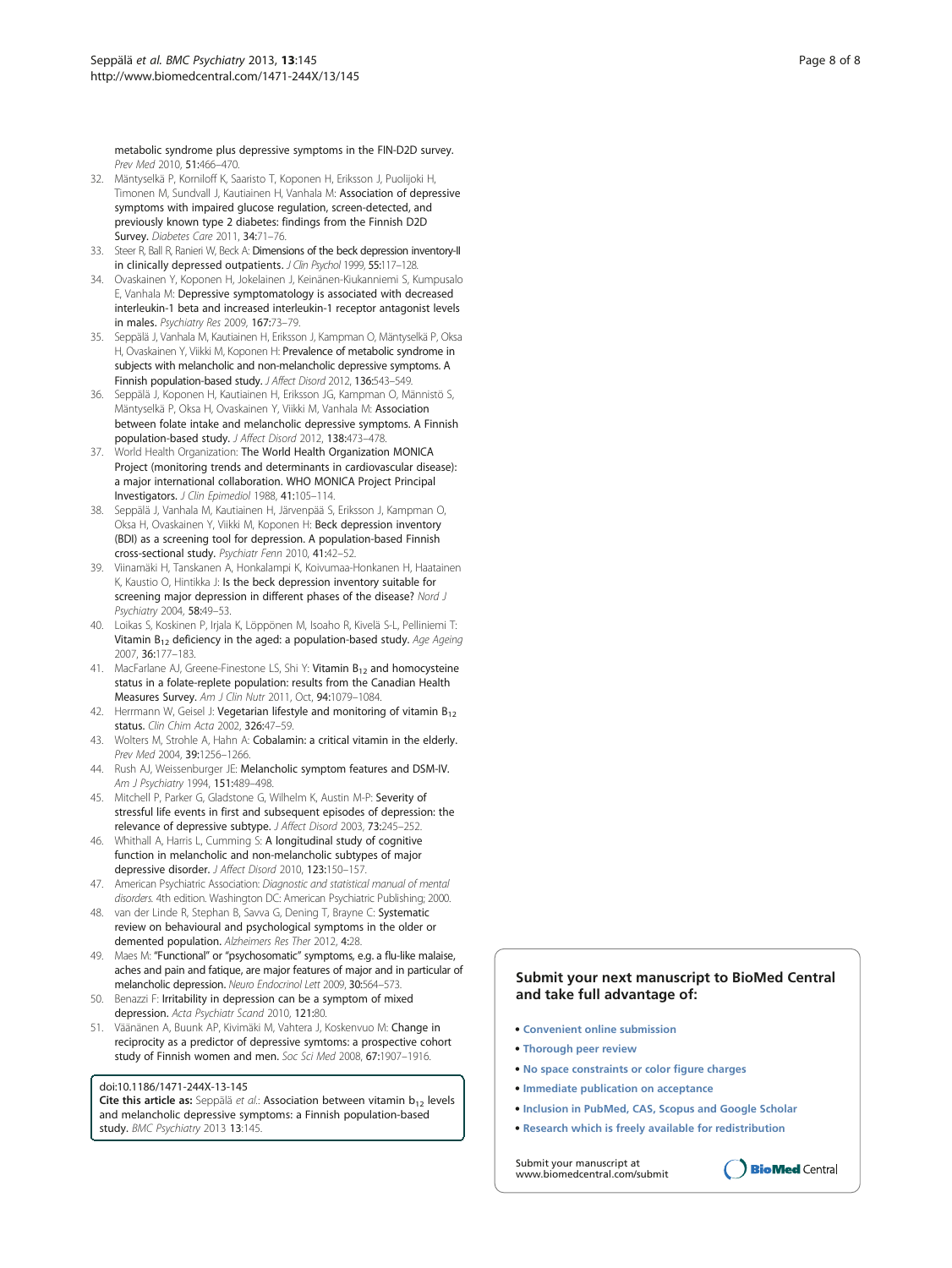metabolic syndrome plus depressive symptoms in the FIN-D2D survey. *Prev Med* 2010, **51:**466–470.

32. Mäntyselkä P, Korniloff K, Saaristo T, Koponen H, Eriksson J, Puolijoki H, Timonen M, Sundvall J, Kautiainen H, Vanhala M: **Association of depressive symptoms with impaired glucose regulation, screen-detected, and previously known type 2 diabetes: findings from the Finnish D2D Survey.** *Diabetes Care* 2011, **34:**71–76.
33. Steer R, Ball R, Ranieri W, Beck A: **Dimensions of the beck depression inventory-II in clinically depressed outpatients.** *J Clin Psychol* 1999, **55:**117–128.
34. Ovaskainen Y, Koponen H, Jokelainen J, Keinänen-Kiukanniemi S, Kumpusalo E, Vanhala M: **Depressive symptomatology is associated with decreased interleukin-1 beta and increased interleukin-1 receptor antagonist levels in males.** *Psychiatry Res* 2009, **167:**73–79.
35. Seppälä J, Vanhala M, Kautiainen H, Eriksson J, Kampman O, Mäntyselkä P, Oksa H, Ovaskainen Y, Viikki M, Koponen H: **Prevalence of metabolic syndrome in subjects with melancholic and non-melancholic depressive symptoms. A Finnish population-based study.** *J Affect Disord* 2012, **136:**543–549.
36. Seppälä J, Koponen H, Kautiainen H, Eriksson JG, Kampman O, Männistö S, Mäntyselkä P, Oksa H, Ovaskainen Y, Viikki M, Vanhala M: **Association between folate intake and melancholic depressive symptoms. A Finnish population-based study.** *J Affect Disord* 2012, **138:**473–478.
37. World Health Organization: **The World Health Organization MONICA Project (monitoring trends and determinants in cardiovascular disease): a major international collaboration. WHO MONICA Project Principal Investigators.** *J Clin Epimediol* 1988, **41:**105–114.
38. Seppälä J, Vanhala M, Kautiainen H, Järvenpää S, Eriksson J, Kampman O, Oksa H, Ovaskainen Y, Viikki M, Koponen H: **Beck depression inventory (BDI) as a screening tool for depression. A population-based Finnish cross-sectional study.** *Psychiatr Fenn* 2010, **41:**42–52.
39. Viinamäki H, Tanskanen A, Honkalampi K, Koivumaa-Honkanen H, Haatainen K, Kaustio O, Hintikka J: **Is the beck depression inventory suitable for screening major depression in different phases of the disease?** *Nord J Psychiatry* 2004, **58:**49–53.
40. Loikas S, Koskinen P, Irjala K, Löppönen M, Isoaho R, Kivelä S-L, Pelliniemi T: **Vitamin $B_{12}$ deficiency in the aged: a population-based study.** *Age Ageing* 2007, **36:**177–183.
41. MacFarlane AJ, Greene-Finestone LS, Shi Y: **Vitamin $B_{12}$ and homocysteine status in a folate-replete population: results from the Canadian Health Measures Survey.** *Am J Clin Nutr* 2011, Oct, **94:**1079–1084.
42. Herrmann W, Geisel J: **Vegetarian lifestyle and monitoring of vitamin $B_{12}$ status.** *Clin Chim Acta* 2002, **326:**47–59.
43. Wolters M, Strohle A, Hahn A: **Cobalamin: a critical vitamin in the elderly.** *Prev Med* 2004, **39:**1256–1266.
44. Rush AJ, Weissenburger JE: **Melancholic symptom features and DSM-IV.** *Am J Psychiatry* 1994, **151:**489–498.
45. Mitchell P, Parker G, Gladstone G, Wilhelm K, Austin M-P: **Severity of stressful life events in first and subsequent episodes of depression: the relevance of depressive subtype.** *J Affect Disord* 2003, **73:**245–252.
46. Whithall A, Harris L, Cumming S: **A longitudinal study of cognitive function in melancholic and non-melancholic subtypes of major depressive disorder.** *J Affect Disord* 2010, **123:**150–157.
47. American Psychiatric Association: *Diagnostic and statistical manual of mental disorders.* 4th edition. Washington DC: American Psychiatric Publishing; 2000.
48. van der Linde R, Stephan B, Savva G, Dening T, Brayne C: **Systematic review on behavioural and psychological symptoms in the older or demented population.** *Alzheimers Res Ther* 2012, **4:**28.
49. Maes M: **"Functional" or "psychosomatic" symptoms, e.g. a flu-like malaise, aches and pain and fatique, are major features of major and in particular of melancholic depression.** *Neuro Endocrinol Lett* 2009, **30:**564–573.
50. Benazzi F: **Irritability in depression can be a symptom of mixed depression.** *Acta Psychiatr Scand* 2010, **121:**80.
51. Väänänen A, Buunk AP, Kivimäki M, Vahtera J, Koskenvuo M: **Change in reciprocity as a predictor of depressive symtoms: a prospective cohort study of Finnish women and men.** *Soc Sci Med* 2008, **67:**1907–1916.

doi:10.1186/1471-244X-13-145

**Cite this article as:** Seppälä *et al.*: Association between vitamin $b_{12}$ levels and melancholic depressive symptoms: a Finnish population-based study. *BMC Psychiatry* 2013 13:145.

**Submit your next manuscript to BioMed Central and take full advantage of:**

- **Convenient online submission**
- **Thorough peer review**
- **No space constraints or color figure charges**
- **Immediate publication on acceptance**
- **Inclusion in PubMed, CAS, Scopus and Google Scholar**
- **Research which is freely available for redistribution**

Submit your manuscript at www.biomedcentral.com/submit

BioMed Central